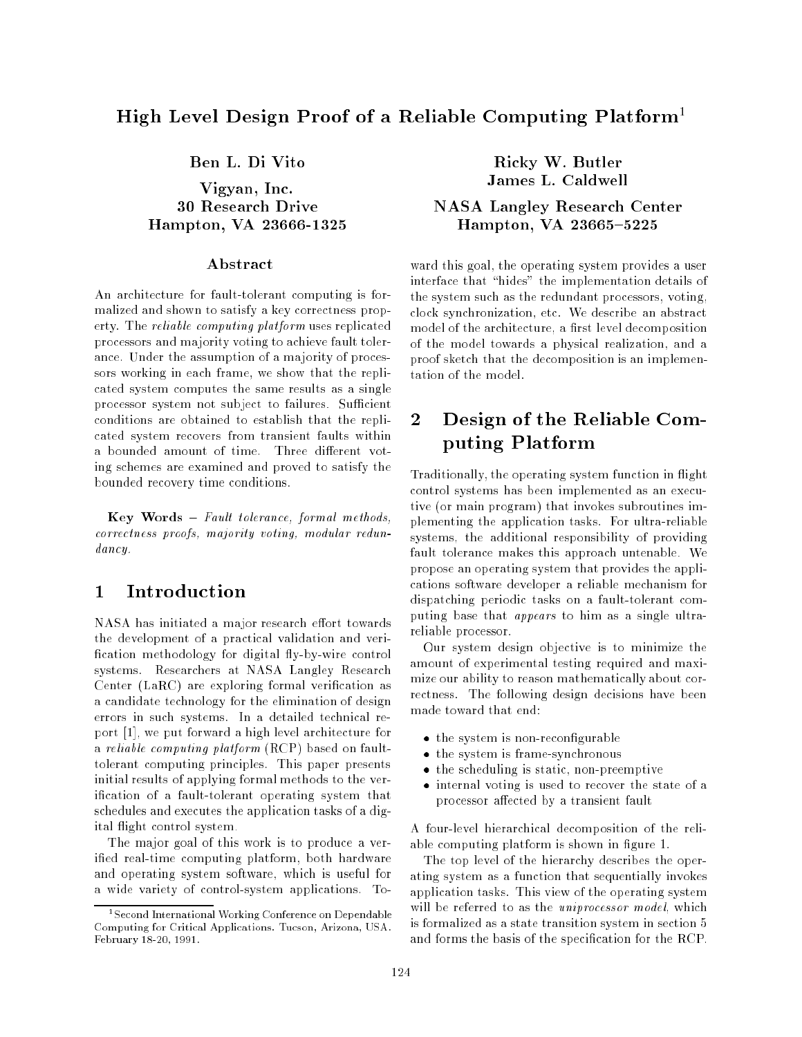# High Level Design Proof of a Reliable Computing Platform[1]

**Ben L. Di Vito**

**Vigyan, Inc.**
**30 Research Drive**
**Hampton, VA 23666-1325**

**Ricky W. Butler**
**James L. Caldwell**

**NASA Langley Research Center**
**Hampton, VA 23665–5225**

### Abstract

An architecture for fault-tolerant computing is formalized and shown to satisfy a key correctness property. The *reliable computing platform* uses replicated processors and majority voting to achieve fault tolerance. Under the assumption of a majority of processors working in each frame, we show that the replicated system computes the same results as a single processor system not subject to failures. Sufficient conditions are obtained to establish that the replicated system recovers from transient faults within a bounded amount of time. Three different voting schemes are examined and proved to satisfy the bounded recovery time conditions.

**Key Words** – *Fault tolerance, formal methods, correctness proofs, majority voting, modular redundancy.*

## 1 Introduction

NASA has initiated a major research effort towards the development of a practical validation and verification methodology for digital fly-by-wire control systems. Researchers at NASA Langley Research Center (LaRC) are exploring formal verification as a candidate technology for the elimination of design errors in such systems. In a detailed technical report [1], we put forward a high level architecture for a *reliable computing platform* (RCP) based on fault-tolerant computing principles. This paper presents initial results of applying formal methods to the verification of a fault-tolerant operating system that schedules and executes the application tasks of a digital flight control system.

The major goal of this work is to produce a verified real-time computing platform, both hardware and operating system software, which is useful for a wide variety of control-system applications. Toward this goal, the operating system provides a user interface that "hides" the implementation details of the system such as the redundant processors, voting, clock synchronization, etc. We describe an abstract model of the architecture, a first level decomposition of the model towards a physical realization, and a proof sketch that the decomposition is an implementation of the model.

## 2 Design of the Reliable Computing Platform

Traditionally, the operating system function in flight control systems has been implemented as an executive (or main program) that invokes subroutines implementing the application tasks. For ultra-reliable systems, the additional responsibility of providing fault tolerance makes this approach untenable. We propose an operating system that provides the applications software developer a reliable mechanism for dispatching periodic tasks on a fault-tolerant computing base that *appears* to him as a single ultra-reliable processor.

Our system design objective is to minimize the amount of experimental testing required and maximize our ability to reason mathematically about correctness. The following design decisions have been made toward that end:

- the system is non-reconfigurable
- the system is frame-synchronous
- the scheduling is static, non-preemptive
- internal voting is used to recover the state of a processor affected by a transient fault

A four-level hierarchical decomposition of the reliable computing platform is shown in figure 1.

The top level of the hierarchy describes the operating system as a function that sequentially invokes application tasks. This view of the operating system will be referred to as the *uniprocessor model*, which is formalized as a state transition system in section 5 and forms the basis of the specification for the RCP.

[1] Second International Working Conference on Dependable Computing for Critical Applications. Tucson, Arizona, USA. February 18-20, 1991.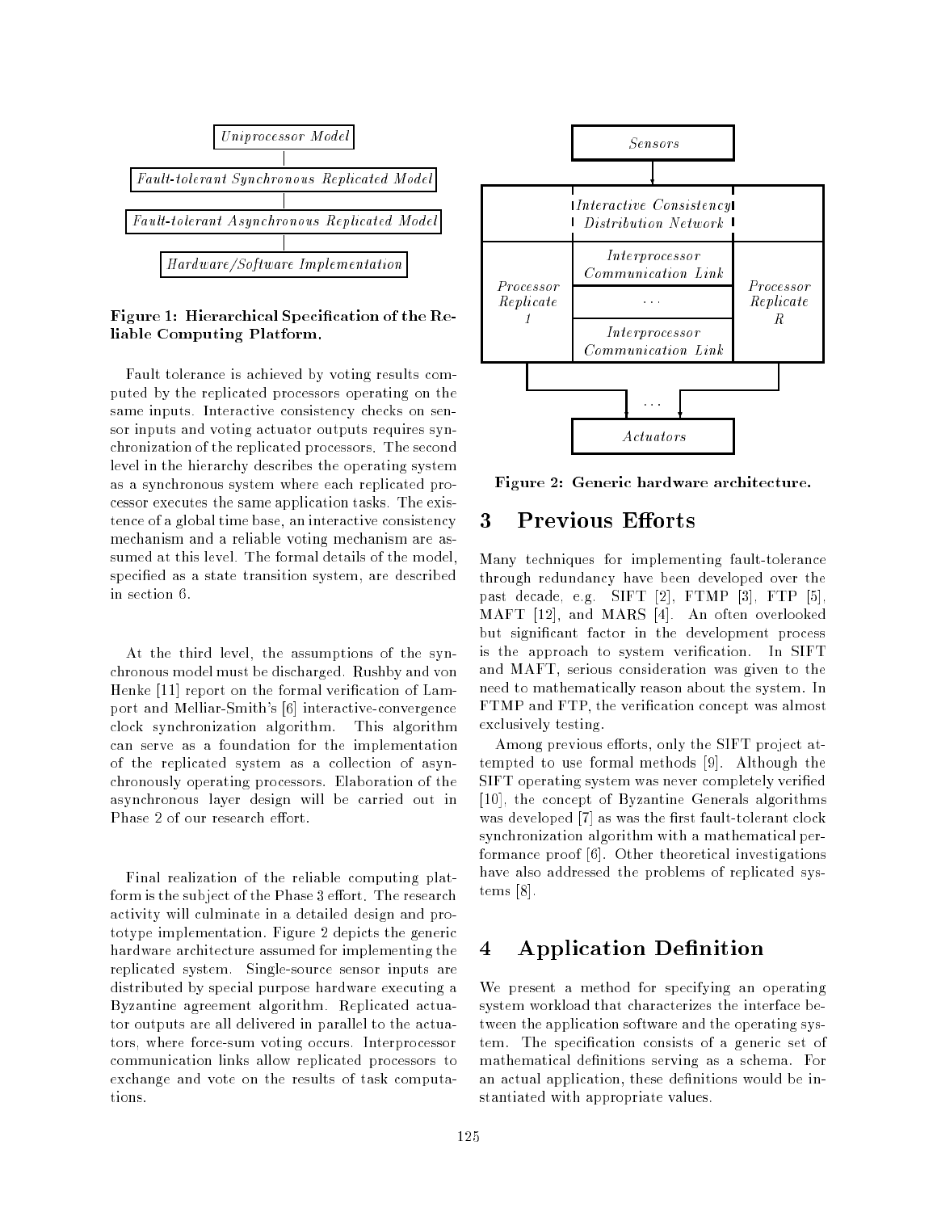Uniprocessor Model

Fault-tolerant Synchronous Replicated Model

Fault-tolerant Asynchronous Replicated Model

Hardware/Software Implementation

**Figure 1: Hierarchical Specification of the Reliable Computing Platform.**

Fault tolerance is achieved by voting results computed by the replicated processors operating on the same inputs. Interactive consistency checks on sensor inputs and voting actuator outputs requires synchronization of the replicated processors. The second level in the hierarchy describes the operating system as a synchronous system where each replicated processor executes the same application tasks. The existence of a global time base, an interactive consistency mechanism and a reliable voting mechanism are assumed at this level. The formal details of the model, specified as a state transition system, are described in section 6.

At the third level, the assumptions of the synchronous model must be discharged. Rushby and von Henke [11] report on the formal verification of Lamport and Melliar-Smith's [6] interactive-convergence clock synchronization algorithm. This algorithm can serve as a foundation for the implementation of the replicated system as a collection of asynchronously operating processors. Elaboration of the asynchronous layer design will be carried out in Phase 2 of our research effort.

Final realization of the reliable computing platform is the subject of the Phase 3 effort. The research activity will culminate in a detailed design and prototype implementation. Figure 2 depicts the generic hardware architecture assumed for implementing the replicated system. Single-source sensor inputs are distributed by special purpose hardware executing a Byzantine agreement algorithm. Replicated actuator outputs are all delivered in parallel to the actuators, where force-sum voting occurs. Interprocessor communication links allow replicated processors to exchange and vote on the results of task computations.

Sensors

Interactive Consistency Distribution Network

Processor Replicate 1 | Interprocessor Communication Link | ... | Interprocessor Communication Link | Processor Replicate R

...

Actuators

**Figure 2: Generic hardware architecture.**

## 3 Previous Efforts

Many techniques for implementing fault-tolerance through redundancy have been developed over the past decade, e.g. SIFT [2], FTMP [3], FTP [5], MAFT [12], and MARS [4]. An often overlooked but significant factor in the development process is the approach to system verification. In SIFT and MAFT, serious consideration was given to the need to mathematically reason about the system. In FTMP and FTP, the verification concept was almost exclusively testing.

Among previous efforts, only the SIFT project attempted to use formal methods [9]. Although the SIFT operating system was never completely verified [10], the concept of Byzantine Generals algorithms was developed [7] as was the first fault-tolerant clock synchronization algorithm with a mathematical performance proof [6]. Other theoretical investigations have also addressed the problems of replicated systems [8].

## 4 Application Definition

We present a method for specifying an operating system workload that characterizes the interface between the application software and the operating system. The specification consists of a generic set of mathematical definitions serving as a schema. For an actual application, these definitions would be instantiated with appropriate values.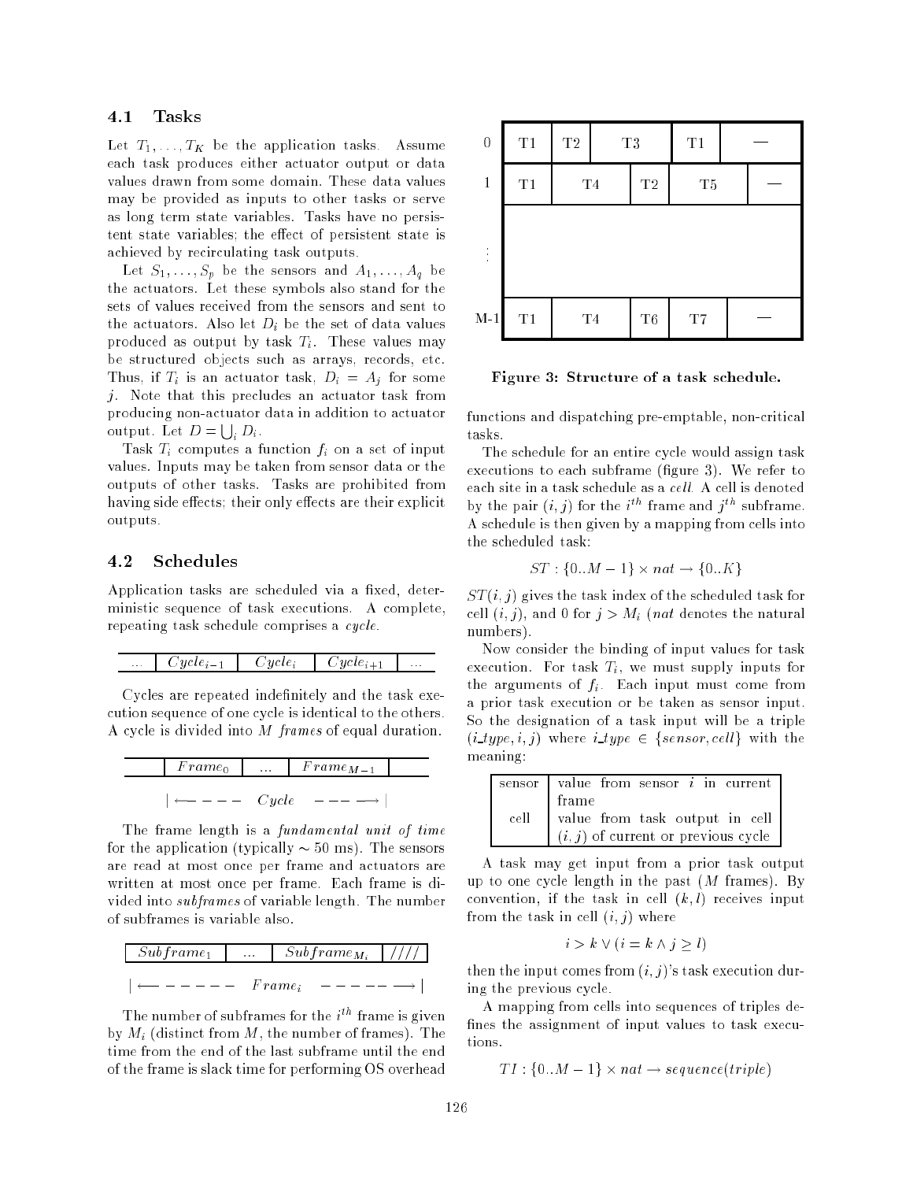### 4.1 Tasks

Let $T_1, \ldots, T_K$ be the application tasks. Assume each task produces either actuator output or data values drawn from some domain. These data values may be provided as inputs to other tasks or serve as long term state variables. Tasks have no persistent state variables; the effect of persistent state is achieved by recirculating task outputs.

Let $S_1, \ldots, S_p$ be the sensors and $A_1, \ldots, A_q$ be the actuators. Let these symbols also stand for the sets of values received from the sensors and sent to the actuators. Also let $D_i$ be the set of data values produced as output by task $T_i$. These values may be structured objects such as arrays, records, etc. Thus, if $T_i$ is an actuator task, $D_i = A_j$ for some $j$. Note that this precludes an actuator task from producing non-actuator data in addition to actuator output. Let $D = \bigcup_i D_i$.

Task $T_i$ computes a function $f_i$ on a set of input values. Inputs may be taken from sensor data or the outputs of other tasks. Tasks are prohibited from having side effects; their only effects are their explicit outputs.

### 4.2 Schedules

Application tasks are scheduled via a fixed, deterministic sequence of task executions. A complete, repeating task schedule comprises a *cycle*.

| ... | $Cycle_{i-1}$ | $Cycle_i$ | $Cycle_{i+1}$ | ... |
|---|---|---|---|---|

Cycles are repeated indefinitely and the task execution sequence of one cycle is identical to the others. A cycle is divided into $M$ *frames* of equal duration.

| | $Frame_0$ | ... | $Frame_{M-1}$ | |
|---|---|---|---|---|

$|\longleftarrow - - - \quad Cycle \quad - - - \longrightarrow|$

The frame length is a *fundamental unit of time* for the application (typically $\sim 50$ ms). The sensors are read at most once per frame and actuators are written at most once per frame. Each frame is divided into *subframes* of variable length. The number of subframes is variable also.

| $Subframe_1$ | ... | $Subframe_{M_i}$ | //// |
|---|---|---|---|

$|\longleftarrow - - - - - \quad Frame_i \quad - - - - - \longrightarrow|$

The number of subframes for the $i^{th}$ frame is given by $M_i$ (distinct from $M$, the number of frames). The time from the end of the last subframe until the end of the frame is slack time for performing OS overhead functions and dispatching pre-emptable, non-critical tasks.

| | | | | | |
|---|---|---|---|---|---|
| 0 | T1 | T2 | T3 | T1 | — |
| 1 | T1 | T4 | T2 | T5 | — |
| ⋮ | | | | | |
| M-1 | T1 | T4 | T6 | T7 | — |

**Figure 3: Structure of a task schedule.**

The schedule for an entire cycle would assign task executions to each subframe (figure 3). We refer to each site in a task schedule as a *cell*. A cell is denoted by the pair $(i, j)$ for the $i^{th}$ frame and $j^{th}$ subframe. A schedule is then given by a mapping from cells into the scheduled task:

$$ST : \{0..M-1\} \times nat \rightarrow \{0..K\}$$

$ST(i, j)$ gives the task index of the scheduled task for cell $(i, j)$, and 0 for $j > M_i$ ($nat$ denotes the natural numbers).

Now consider the binding of input values for task execution. For task $T_i$, we must supply inputs for the arguments of $f_i$. Each input must come from a prior task execution or be taken as sensor input. So the designation of a task input will be a triple $(i\_type, i, j)$ where $i\_type \in \{sensor, cell\}$ with the meaning:

| | |
|---|---|
| sensor | value from sensor $i$ in current frame |
| cell | value from task output in cell $(i, j)$ of current or previous cycle |

A task may get input from a prior task output up to one cycle length in the past ($M$ frames). By convention, if the task in cell $(k, l)$ receives input from the task in cell $(i, j)$ where

$$i > k \vee (i = k \wedge j \geq l)$$

then the input comes from $(i, j)$'s task execution during the previous cycle.

A mapping from cells into sequences of triples defines the assignment of input values to task executions.

$$TI : \{0..M-1\} \times nat \rightarrow sequence(triple)$$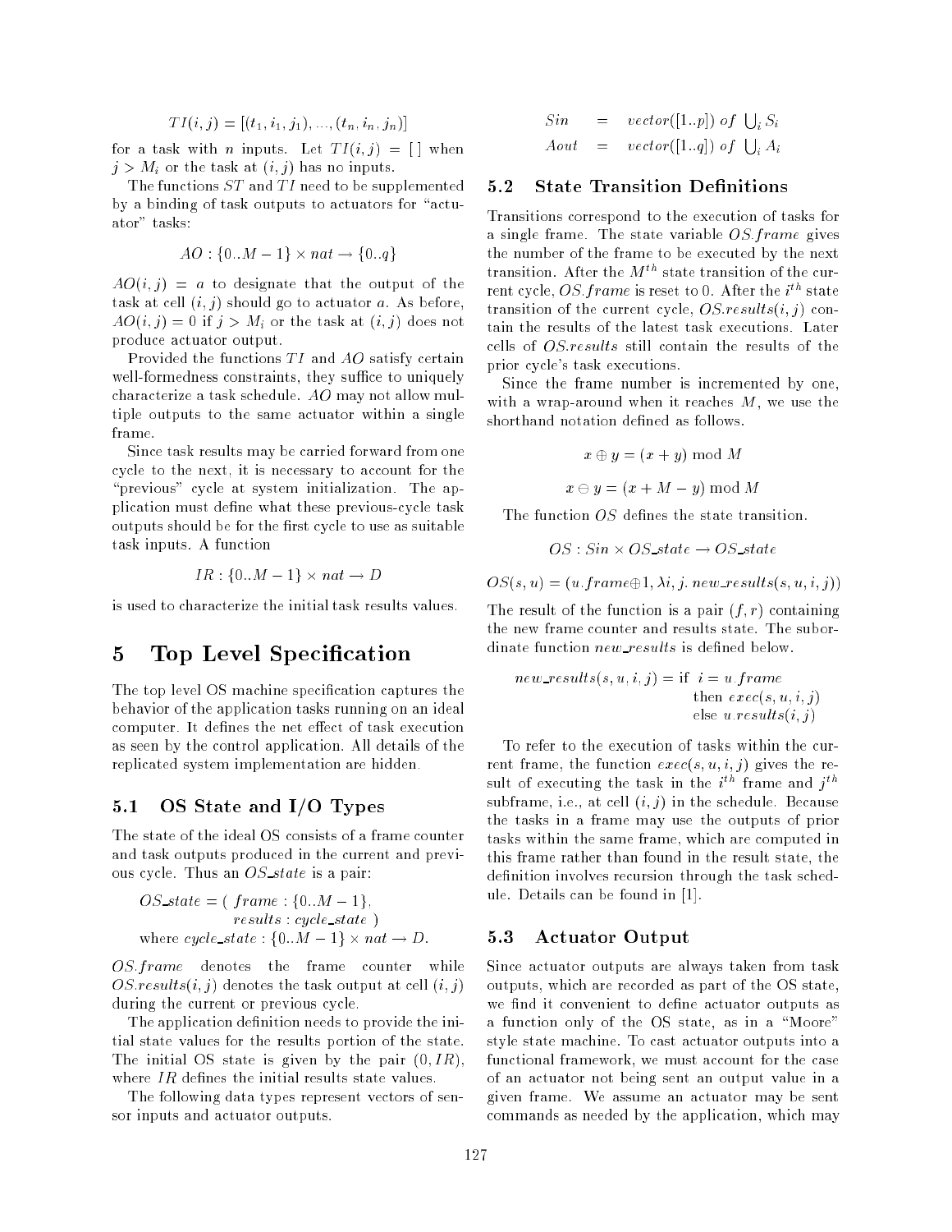$$TI(i, j) = [(t_1, i_1, j_1), ..., (t_n, i_n, j_n)]$$

for a task with $n$ inputs. Let $TI(i, j) = [\,]$ when $j > M_i$ or the task at $(i, j)$ has no inputs.

The functions $ST$ and $TI$ need to be supplemented by a binding of task outputs to actuators for "actuator" tasks:

$$AO : \{0..M-1\} \times nat \rightarrow \{0..q\}$$

$AO(i, j) = a$ to designate that the output of the task at cell $(i, j)$ should go to actuator $a$. As before, $AO(i, j) = 0$ if $j > M_i$ or the task at $(i, j)$ does not produce actuator output.

Provided the functions $TI$ and $AO$ satisfy certain well-formedness constraints, they suffice to uniquely characterize a task schedule. $AO$ may not allow multiple outputs to the same actuator within a single frame.

Since task results may be carried forward from one cycle to the next, it is necessary to account for the "previous" cycle at system initialization. The application must define what these previous-cycle task outputs should be for the first cycle to use as suitable task inputs. A function

$$IR : \{0..M-1\} \times nat \rightarrow D$$

is used to characterize the initial task results values.

# 5 Top Level Specification

The top level OS machine specification captures the behavior of the application tasks running on an ideal computer. It defines the net effect of task execution as seen by the control application. All details of the replicated system implementation are hidden.

## 5.1 OS State and I/O Types

The state of the ideal OS consists of a frame counter and task outputs produced in the current and previous cycle. Thus an $OS\_state$ is a pair:

$$\begin{aligned} OS\_state = (\ & frame : \{0..M-1\}, \\ & results : cycle\_state\ ) \end{aligned}$$
$$\text{where } cycle\_state : \{0..M-1\} \times nat \rightarrow D.$$

$OS.frame$ denotes the frame counter while $OS.results(i, j)$ denotes the task output at cell $(i, j)$ during the current or previous cycle.

The application definition needs to provide the initial state values for the results portion of the state. The initial OS state is given by the pair $(0, IR)$, where $IR$ defines the initial results state values.

The following data types represent vectors of sensor inputs and actuator outputs.

$$\begin{aligned} Sin &= vector([1..p])\ of\ \textstyle\bigcup_i S_i \\ Aout &= vector([1..q])\ of\ \textstyle\bigcup_i A_i \end{aligned}$$

## 5.2 State Transition Definitions

Transitions correspond to the execution of tasks for a single frame. The state variable $OS.frame$ gives the number of the frame to be executed by the next transition. After the $M^{th}$ state transition of the current cycle, $OS.frame$ is reset to 0. After the $i^{th}$ state transition of the current cycle, $OS.results(i, j)$ contain the results of the latest task executions. Later cells of $OS.results$ still contain the results of the prior cycle's task executions.

Since the frame number is incremented by one, with a wrap-around when it reaches $M$, we use the shorthand notation defined as follows.

$$x \oplus y = (x + y) \bmod M$$

$$x \ominus y = (x + M - y) \bmod M$$

The function $OS$ defines the state transition.

$$OS : Sin \times OS\_state \rightarrow OS\_state$$

$$OS(s, u) = (u.frame \oplus 1, \lambda i, j.\ new\_results(s, u, i, j))$$

The result of the function is a pair $(f, r)$ containing the new frame counter and results state. The subordinate function $new\_results$ is defined below.

$$new\_results(s, u, i, j) = \text{if } i = u.frame \text{ then } exec(s, u, i, j) \text{ else } u.results(i, j)$$

To refer to the execution of tasks within the current frame, the function $exec(s, u, i, j)$ gives the result of executing the task in the $i^{th}$ frame and $j^{th}$ subframe, i.e., at cell $(i, j)$ in the schedule. Because the tasks in a frame may use the outputs of prior tasks within the same frame, which are computed in this frame rather than found in the result state, the definition involves recursion through the task schedule. Details can be found in [1].

## 5.3 Actuator Output

Since actuator outputs are always taken from task outputs, which are recorded as part of the OS state, we find it convenient to define actuator outputs as a function only of the OS state, as in a "Moore" style state machine. To cast actuator outputs into a functional framework, we must account for the case of an actuator not being sent an output value in a given frame. We assume an actuator may be sent commands as needed by the application, which may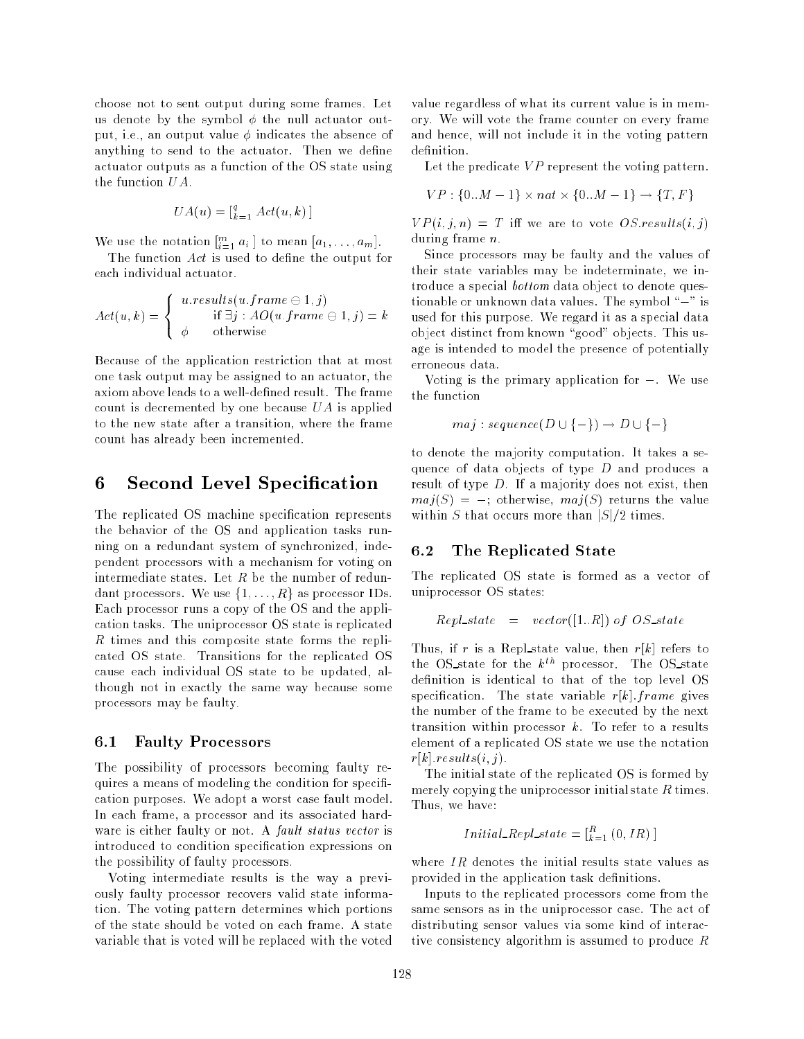choose not to sent output during some frames. Let us denote by the symbol $\phi$ the null actuator output, i.e., an output value $\phi$ indicates the absence of anything to send to the actuator. Then we define actuator outputs as a function of the OS state using the function $UA$.

$$UA(u) = [_{k=1}^{q} \; Act(u, k) \;]$$

We use the notation $[_{i=1}^{m} \; a_i \;]$ to mean $[a_1, \ldots, a_m]$.

The function *Act* is used to define the output for each individual actuator.

$$Act(u,k) = \begin{cases} u.results(u.frame \ominus 1, j) \\ \qquad \text{if } \exists j : AO(u.frame \ominus 1, j) = k \\ \phi \qquad \text{otherwise} \end{cases}$$

Because of the application restriction that at most one task output may be assigned to an actuator, the axiom above leads to a well-defined result. The frame count is decremented by one because $UA$ is applied to the new state after a transition, where the frame count has already been incremented.

# 6 Second Level Specification

The replicated OS machine specification represents the behavior of the OS and application tasks running on a redundant system of synchronized, independent processors with a mechanism for voting on intermediate states. Let $R$ be the number of redundant processors. We use $\{1, \ldots, R\}$ as processor IDs. Each processor runs a copy of the OS and the application tasks. The uniprocessor OS state is replicated $R$ times and this composite state forms the replicated OS state. Transitions for the replicated OS cause each individual OS state to be updated, although not in exactly the same way because some processors may be faulty.

## 6.1 Faulty Processors

The possibility of processors becoming faulty requires a means of modeling the condition for specification purposes. We adopt a worst case fault model. In each frame, a processor and its associated hardware is either faulty or not. A *fault status vector* is introduced to condition specification expressions on the possibility of faulty processors.

Voting intermediate results is the way a previously faulty processor recovers valid state information. The voting pattern determines which portions of the state should be voted on each frame. A state variable that is voted will be replaced with the voted value regardless of what its current value is in memory. We will vote the frame counter on every frame and hence, will not include it in the voting pattern definition.

Let the predicate $VP$ represent the voting pattern.

$$VP : \{0..M-1\} \times nat \times \{0..M-1\} \rightarrow \{T, F\}$$

$VP(i, j, n) = T$ iff we are to vote $OS.results(i, j)$ during frame $n$.

Since processors may be faulty and the values of their state variables may be indeterminate, we introduce a special *bottom* data object to denote questionable or unknown data values. The symbol "$-$" is used for this purpose. We regard it as a special data object distinct from known "good" objects. This usage is intended to model the presence of potentially erroneous data.

Voting is the primary application for $-$. We use the function

$$maj : sequence(D \cup \{-\}) \rightarrow D \cup \{-\}$$

to denote the majority computation. It takes a sequence of data objects of type $D$ and produces a result of type $D$. If a majority does not exist, then $maj(S) = -$; otherwise, $maj(S)$ returns the value within $S$ that occurs more than $|S|/2$ times.

## 6.2 The Replicated State

The replicated OS state is formed as a vector of uniprocessor OS states:

$$Repl\_state \quad = \quad vector([1..R]) \; of \; OS\_state$$

Thus, if $r$ is a Repl_state value, then $r[k]$ refers to the OS_state for the $k^{th}$ processor. The OS_state definition is identical to that of the top level OS specification. The state variable $r[k].frame$ gives the number of the frame to be executed by the next transition within processor $k$. To refer to a results element of a replicated OS state we use the notation $r[k].results(i, j)$.

The initial state of the replicated OS is formed by merely copying the uniprocessor initial state $R$ times. Thus, we have:

$$Initial\_Repl\_state = [_{k=1}^{R} \; (0, IR) \;]$$

where $IR$ denotes the initial results state values as provided in the application task definitions.

Inputs to the replicated processors come from the same sensors as in the uniprocessor case. The act of distributing sensor values via some kind of interactive consistency algorithm is assumed to produce $R$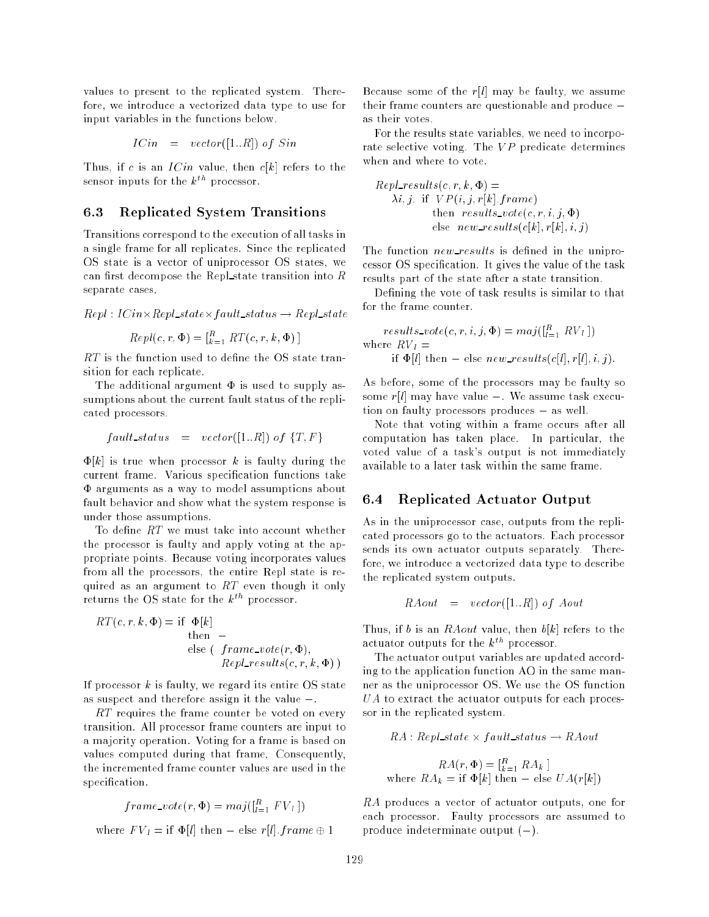values to present to the replicated system. Therefore, we introduce a vectorized data type to use for input variables in the functions below.

$$ICin \;\; = \;\; vector([1..R]) \; of \; Sin$$

Thus, if $c$ is an $ICin$ value, then $c[k]$ refers to the sensor inputs for the $k^{th}$ processor.

### 6.3 Replicated System Transitions

Transitions correspond to the execution of all tasks in a single frame for all replicates. Since the replicated OS state is a vector of uniprocessor OS states, we can first decompose the Repl_state transition into $R$ separate cases.

$$Repl : ICin \times Repl\_state \times fault\_status \rightarrow Repl\_state$$

$$Repl(c, r, \Phi) = [_{k=1}^{R} \; RT(c, r, k, \Phi)\,]$$

$RT$ is the function used to define the OS state transition for each replicate.

The additional argument $\Phi$ is used to supply assumptions about the current fault status of the replicated processors.

$$fault\_status \;\; = \;\; vector([1..R]) \; of \; \{T, F\}$$

$\Phi[k]$ is true when processor $k$ is faulty during the current frame. Various specification functions take $\Phi$ arguments as a way to model assumptions about fault behavior and show what the system response is under those assumptions.

To define $RT$ we must take into account whether the processor is faulty and apply voting at the appropriate points. Because voting incorporates values from all the processors, the entire Repl state is required as an argument to $RT$ even though it only returns the OS state for the $k^{th}$ processor.

$$
\begin{aligned}
RT(c, r, k, \Phi) = \; & \text{if } \; \Phi[k] \\
& \text{then } \; - \\
& \text{else } ( \; frame\_vote(r, \Phi), \\
& \qquad\;\; Repl\_results(c, r, k, \Phi)\;)
\end{aligned}
$$

If processor $k$ is faulty, we regard its entire OS state as suspect and therefore assign it the value $-$.

$RT$ requires the frame counter be voted on every transition. All processor frame counters are input to a majority operation. Voting for a frame is based on values computed during that frame. Consequently, the incremented frame counter values are used in the specification.

$$frame\_vote(r, \Phi) = maj([_{l=1}^{R} \; FV_l\,])$$

where $FV_l = \text{if } \Phi[l] \text{ then } - \text{ else } r[l].frame \oplus 1$

Because some of the $r[l]$ may be faulty, we assume their frame counters are questionable and produce $-$ as their votes.

For the results state variables, we need to incorporate selective voting. The $VP$ predicate determines when and where to vote.

$$
\begin{aligned}
& Repl\_results(c, r, k, \Phi) = \\
& \quad \lambda i, j. \; \text{if } \; VP(i, j, r[k].frame) \\
& \qquad\qquad \text{then } \; results\_vote(c, r, i, j, \Phi) \\
& \qquad\qquad \text{else } \; new\_results(c[k], r[k], i, j)
\end{aligned}
$$

The function $new\_results$ is defined in the uniprocessor OS specification. It gives the value of the task results part of the state after a state transition.

Defining the vote of task results is similar to that for the frame counter.

$$results\_vote(c, r, i, j, \Phi) = maj([_{l=1}^{R} \; RV_l\,])$$

where $RV_l =$
$\quad$ if $\Phi[l]$ then $-$ else $new\_results(c[l], r[l], i, j)$.

As before, some of the processors may be faulty so some $r[l]$ may have value $-$. We assume task execution on faulty processors produces $-$ as well.

Note that voting within a frame occurs after all computation has taken place. In particular, the voted value of a task's output is not immediately available to a later task within the same frame.

### 6.4 Replicated Actuator Output

As in the uniprocessor case, outputs from the replicated processors go to the actuators. Each processor sends its own actuator outputs separately. Therefore, we introduce a vectorized data type to describe the replicated system outputs.

$$RAout \;\; = \;\; vector([1..R]) \; of \; Aout$$

Thus, if $b$ is an $RAout$ value, then $b[k]$ refers to the actuator outputs for the $k^{th}$ processor.

The actuator output variables are updated according to the application function AO in the same manner as the uniprocessor OS. We use the OS function $UA$ to extract the actuator outputs for each processor in the replicated system.

$$RA : Repl\_state \times fault\_status \rightarrow RAout$$

$$RA(r, \Phi) = [_{k=1}^{R} \; RA_k\,]$$

where $RA_k = \text{if } \Phi[k] \text{ then } - \text{ else } UA(r[k])$

$RA$ produces a vector of actuator outputs, one for each processor. Faulty processors are assumed to produce indeterminate output ($-$).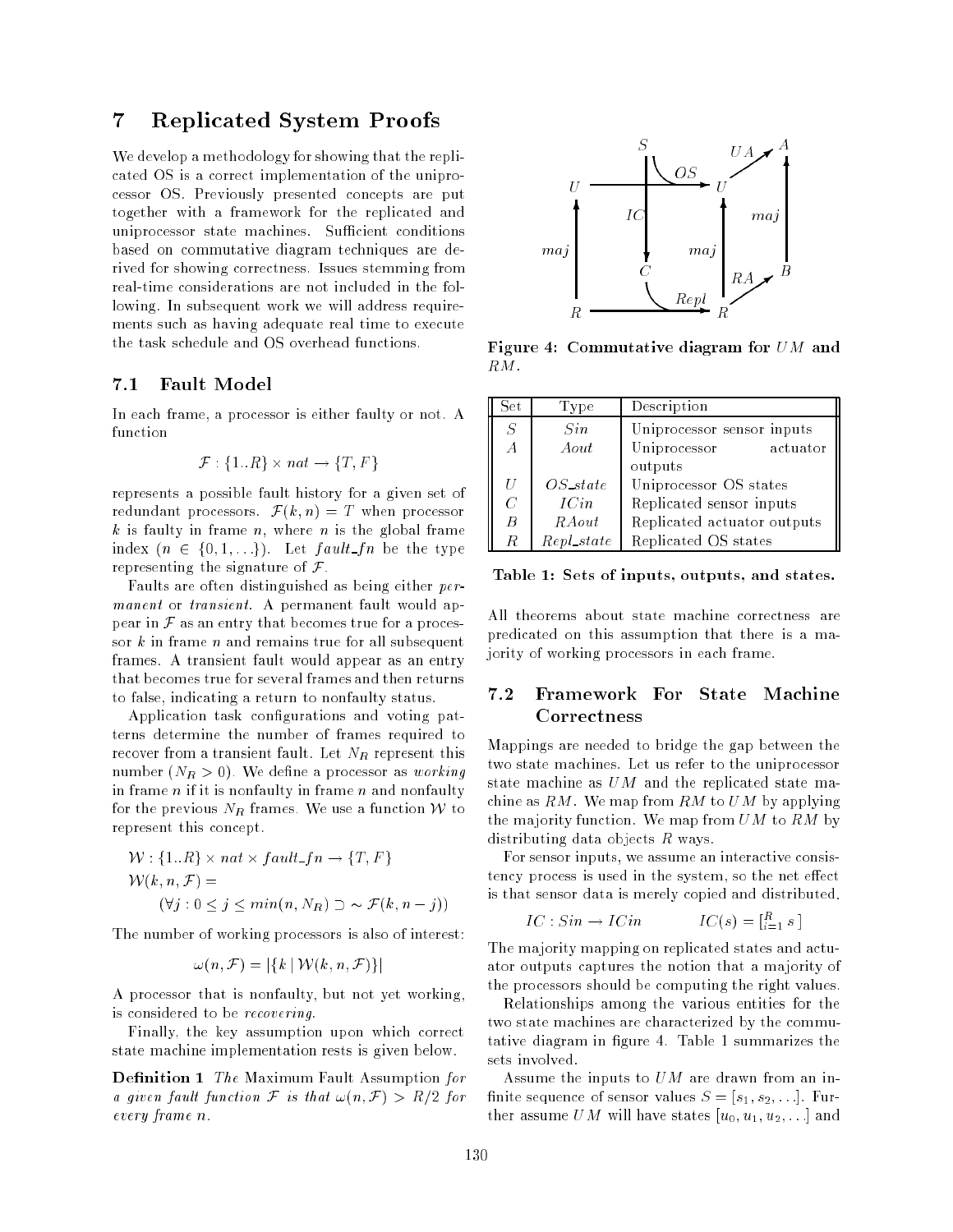## 7 Replicated System Proofs

We develop a methodology for showing that the replicated OS is a correct implementation of the uniprocessor OS. Previously presented concepts are put together with a framework for the replicated and uniprocessor state machines. Sufficient conditions based on commutative diagram techniques are derived for showing correctness. Issues stemming from real-time considerations are not included in the following. In subsequent work we will address requirements such as having adequate real time to execute the task schedule and OS overhead functions.

### 7.1 Fault Model

In each frame, a processor is either faulty or not. A function

$$\mathcal{F} : \{1..R\} \times nat \rightarrow \{T, F\}$$

represents a possible fault history for a given set of redundant processors. $\mathcal{F}(k, n) = T$ when processor $k$ is faulty in frame $n$, where $n$ is the global frame index ($n \in \{0, 1, \ldots\}$). Let $fault\_fn$ be the type representing the signature of $\mathcal{F}$.

Faults are often distinguished as being either *permanent* or *transient*. A permanent fault would appear in $\mathcal{F}$ as an entry that becomes true for a processor $k$ in frame $n$ and remains true for all subsequent frames. A transient fault would appear as an entry that becomes true for several frames and then returns to false, indicating a return to nonfaulty status.

Application task configurations and voting patterns determine the number of frames required to recover from a transient fault. Let $N_R$ represent this number ($N_R > 0$). We define a processor as *working* in frame $n$ if it is nonfaulty in frame $n$ and nonfaulty for the previous $N_R$ frames. We use a function $\mathcal{W}$ to represent this concept.

$$\mathcal{W} : \{1..R\} \times nat \times fault\_fn \rightarrow \{T, F\}$$

$$\mathcal{W}(k, n, \mathcal{F}) =$$
$$(\forall j : 0 \leq j \leq min(n, N_R) \supset \sim \mathcal{F}(k, n - j))$$

The number of working processors is also of interest:

$$\omega(n, \mathcal{F}) = |\{k \mid \mathcal{W}(k, n, \mathcal{F})\}|$$

A processor that is nonfaulty, but not yet working, is considered to be *recovering*.

Finally, the key assumption upon which correct state machine implementation rests is given below.

**Definition 1** *The* Maximum Fault Assumption *for a given fault function $\mathcal{F}$ is that $\omega(n, \mathcal{F}) > R/2$ for every frame $n$.*

**Figure 4: Commutative diagram for $UM$ and $RM$.**

| Set | Type | Description |
|---|---|---|
| $S$ | $Sin$ | Uniprocessor sensor inputs |
| $A$ | $Aout$ | Uniprocessor actuator outputs |
| $U$ | $OS\_state$ | Uniprocessor OS states |
| $C$ | $ICin$ | Replicated sensor inputs |
| $B$ | $RAout$ | Replicated actuator outputs |
| $R$ | $Repl\_state$ | Replicated OS states |

**Table 1: Sets of inputs, outputs, and states.**

All theorems about state machine correctness are predicated on this assumption that there is a majority of working processors in each frame.

### 7.2 Framework For State Machine Correctness

Mappings are needed to bridge the gap between the two state machines. Let us refer to the uniprocessor state machine as $UM$ and the replicated state machine as $RM$. We map from $RM$ to $UM$ by applying the majority function. We map from $UM$ to $RM$ by distributing data objects $R$ ways.

For sensor inputs, we assume an interactive consistency process is used in the system, so the net effect is that sensor data is merely copied and distributed.

$$IC : Sin \rightarrow ICin \qquad IC(s) = [_{i=1}^{R}\ s\ ]$$

The majority mapping on replicated states and actuator outputs captures the notion that a majority of the processors should be computing the right values.

Relationships among the various entities for the two state machines are characterized by the commutative diagram in figure 4. Table 1 summarizes the sets involved.

Assume the inputs to $UM$ are drawn from an infinite sequence of sensor values $S = [s_1, s_2, \ldots]$. Further assume $UM$ will have states $[u_0, u_1, u_2, \ldots]$ and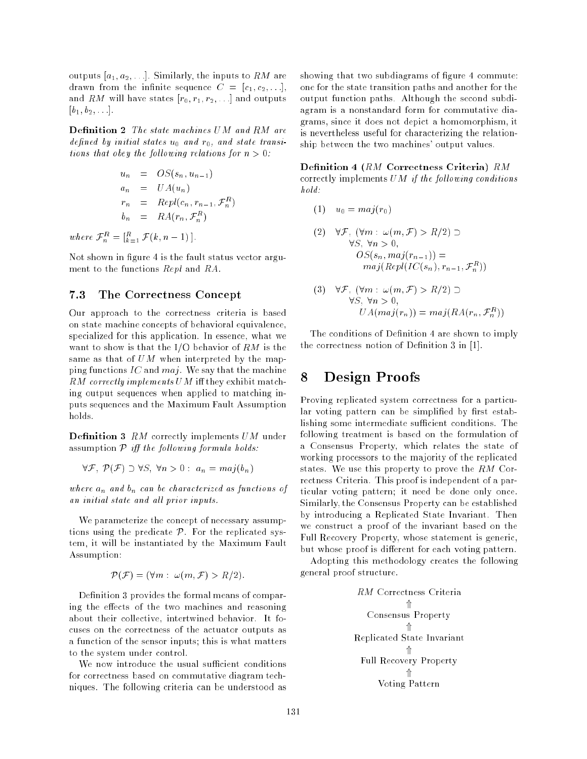outputs $[a_1, a_2, \ldots]$. Similarly, the inputs to $RM$ are drawn from the infinite sequence $C = [c_1, c_2, \ldots]$, and $RM$ will have states $[r_0, r_1, r_2, \ldots]$ and outputs $[b_1, b_2, \ldots]$.

**Definition 2** *The state machines $UM$ and $RM$ are defined by initial states $u_0$ and $r_0$, and state transitions that obey the following relations for $n > 0$:*

$$\begin{aligned}
u_n &= OS(s_n, u_{n-1}) \\
a_n &= UA(u_n) \\
r_n &= Repl(c_n, r_{n-1}, \mathcal{F}_n^R) \\
b_n &= RA(r_n, \mathcal{F}_n^R)
\end{aligned}$$

*where* $\mathcal{F}_n^R = [{}_{k=1}^{R}\ \mathcal{F}(k, n-1)\ ]$.

Not shown in figure 4 is the fault status vector argument to the functions $Repl$ and $RA$.

### 7.3 The Correctness Concept

Our approach to the correctness criteria is based on state machine concepts of behavioral equivalence, specialized for this application. In essence, what we want to show is that the I/O behavior of $RM$ is the same as that of $UM$ when interpreted by the mapping functions $IC$ and $maj$. We say that the machine $RM$ *correctly implements* $UM$ iff they exhibit matching output sequences when applied to matching inputs sequences and the Maximum Fault Assumption holds.

**Definition 3** $RM$ correctly implements $UM$ under assumption $\mathcal{P}$ *iff the following formula holds:*

$$\forall \mathcal{F},\ \mathcal{P}(\mathcal{F}) \supset \forall S,\ \forall n > 0:\ a_n = maj(b_n)$$

*where $a_n$ and $b_n$ can be characterized as functions of an initial state and all prior inputs.*

We parameterize the concept of necessary assumptions using the predicate $\mathcal{P}$. For the replicated system, it will be instantiated by the Maximum Fault Assumption:

$$\mathcal{P}(\mathcal{F}) = (\forall m:\ \omega(m, \mathcal{F}) > R/2).$$

Definition 3 provides the formal means of comparing the effects of the two machines and reasoning about their collective, intertwined behavior. It focuses on the correctness of the actuator outputs as a function of the sensor inputs; this is what matters to the system under control.

We now introduce the usual sufficient conditions for correctness based on commutative diagram techniques. The following criteria can be understood as showing that two subdiagrams of figure 4 commute: one for the state transition paths and another for the output function paths. Although the second subdiagram is a nonstandard form for commutative diagrams, since it does not depict a homomorphism, it is nevertheless useful for characterizing the relationship between the two machines' output values.

**Definition 4 ($RM$ Correctness Criteria)** *$RM$ correctly implements $UM$ if the following conditions hold:*

(1) $u_0 = maj(r_0)$

(2) $\forall \mathcal{F},\ (\forall m:\ \omega(m, \mathcal{F}) > R/2) \supset$
$\forall S,\ \forall n > 0,$
$OS(s_n, maj(r_{n-1})) =$
$maj(Repl(IC(s_n), r_{n-1}, \mathcal{F}_n^R))$

(3) $\forall \mathcal{F},\ (\forall m:\ \omega(m, \mathcal{F}) > R/2) \supset$
$\forall S,\ \forall n > 0,$
$UA(maj(r_n)) = maj(RA(r_n, \mathcal{F}_n^R))$

The conditions of Definition 4 are shown to imply the correctness notion of Definition 3 in [1].

# 8 Design Proofs

Proving replicated system correctness for a particular voting pattern can be simplified by first establishing some intermediate sufficient conditions. The following treatment is based on the formulation of a Consensus Property, which relates the state of working processors to the majority of the replicated states. We use this property to prove the $RM$ Correctness Criteria. This proof is independent of a particular voting pattern; it need be done only once. Similarly, the Consensus Property can be established by introducing a Replicated State Invariant. Then we construct a proof of the invariant based on the Full Recovery Property, whose statement is generic, but whose proof is different for each voting pattern.

Adopting this methodology creates the following general proof structure.

$RM$ Correctness Criteria
⇑
Consensus Property
⇑
Replicated State Invariant
⇑
Full Recovery Property
⇑
Voting Pattern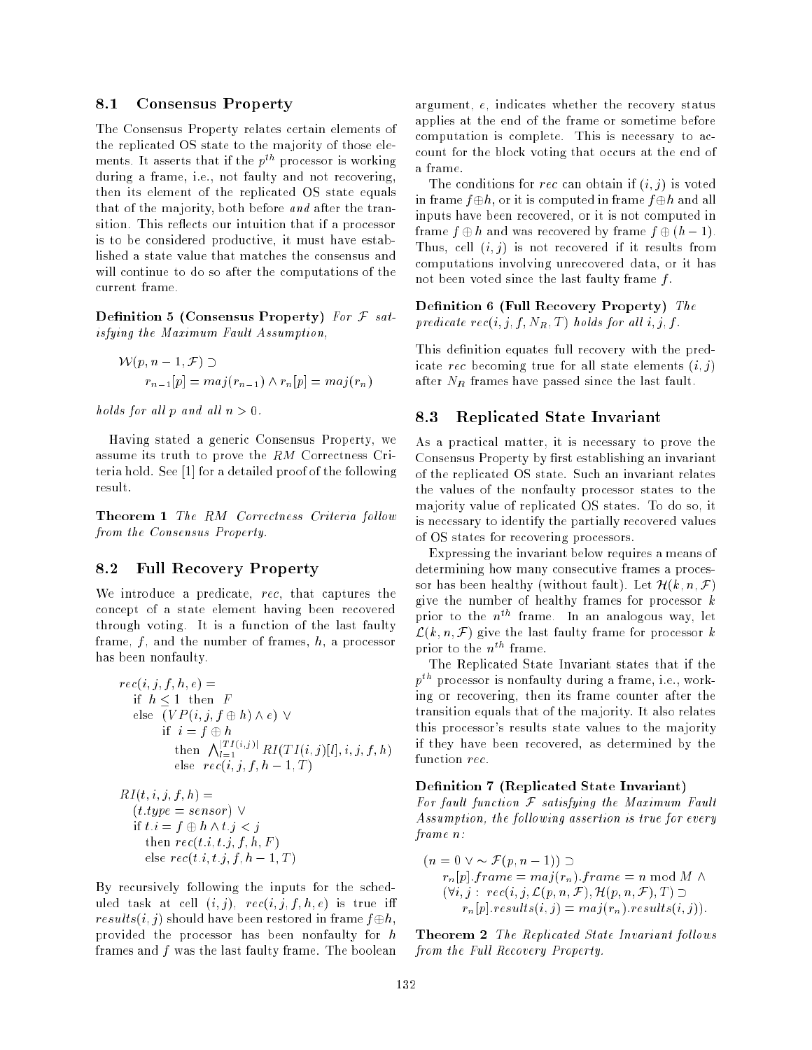### 8.1 Consensus Property

The Consensus Property relates certain elements of the replicated OS state to the majority of those elements. It asserts that if the $p^{th}$ processor is working during a frame, i.e., not faulty and not recovering, then its element of the replicated OS state equals that of the majority, both before *and* after the transition. This reflects our intuition that if a processor is to be considered productive, it must have established a state value that matches the consensus and will continue to do so after the computations of the current frame.

**Definition 5 (Consensus Property)** *For $\mathcal{F}$ satisfying the Maximum Fault Assumption,*

$$\mathcal{W}(p, n-1, \mathcal{F}) \supset$$
$$r_{n-1}[p] = maj(r_{n-1}) \wedge r_n[p] = maj(r_n)$$

*holds for all $p$ and all $n > 0$.*

Having stated a generic Consensus Property, we assume its truth to prove the *RM* Correctness Criteria hold. See [1] for a detailed proof of the following result.

**Theorem 1** *The RM Correctness Criteria follow from the Consensus Property.*

### 8.2 Full Recovery Property

We introduce a predicate, *rec*, that captures the concept of a state element having been recovered through voting. It is a function of the last faulty frame, $f$, and the number of frames, $h$, a processor has been nonfaulty.

$$
\begin{array}{l}
rec(i, j, f, h, e) = \\
\quad \text{if } h \leq 1 \text{ then } F \\
\quad \text{else } (VP(i, j, f \oplus h) \wedge e) \vee \\
\quad\quad \text{if } i = f \oplus h \\
\quad\quad\quad \text{then } \bigwedge_{l=1}^{|TI(i,j)|} RI(TI(i,j)[l], i, j, f, h) \\
\quad\quad\quad \text{else } rec(i, j, f, h-1, T)
\end{array}
$$

$$
\begin{array}{l}
RI(t, i, j, f, h) = \\
\quad (t.type = sensor) \vee \\
\quad \text{if } t.i = f \oplus h \wedge t.j < j \\
\quad\quad \text{then } rec(t.i, t.j, f, h, F) \\
\quad\quad \text{else } rec(t.i, t.j, f, h-1, T)
\end{array}
$$

By recursively following the inputs for the scheduled task at cell $(i, j)$, $rec(i, j, f, h, e)$ is true iff $results(i, j)$ should have been restored in frame $f \oplus h$, provided the processor has been nonfaulty for $h$ frames and $f$ was the last faulty frame. The boolean argument, $e$, indicates whether the recovery status applies at the end of the frame or sometime before computation is complete. This is necessary to account for the block voting that occurs at the end of a frame.

The conditions for *rec* can obtain if $(i, j)$ is voted in frame $f \oplus h$, or it is computed in frame $f \oplus h$ and all inputs have been recovered, or it is not computed in frame $f \oplus h$ and was recovered by frame $f \oplus (h-1)$. Thus, cell $(i, j)$ is not recovered if it results from computations involving unrecovered data, or it has not been voted since the last faulty frame $f$.

**Definition 6 (Full Recovery Property)** *The predicate $rec(i, j, f, N_R, T)$ holds for all $i, j, f$.*

This definition equates full recovery with the predicate *rec* becoming true for all state elements $(i, j)$ after $N_R$ frames have passed since the last fault.

### 8.3 Replicated State Invariant

As a practical matter, it is necessary to prove the Consensus Property by first establishing an invariant of the replicated OS state. Such an invariant relates the values of the nonfaulty processor states to the majority value of replicated OS states. To do so, it is necessary to identify the partially recovered values of OS states for recovering processors.

Expressing the invariant below requires a means of determining how many consecutive frames a processor has been healthy (without fault). Let $\mathcal{H}(k, n, \mathcal{F})$ give the number of healthy frames for processor $k$ prior to the $n^{th}$ frame. In an analogous way, let $\mathcal{L}(k, n, \mathcal{F})$ give the last faulty frame for processor $k$ prior to the $n^{th}$ frame.

The Replicated State Invariant states that if the $p^{th}$ processor is nonfaulty during a frame, i.e., working or recovering, then its frame counter after the transition equals that of the majority. It also relates this processor's results state values to the majority if they have been recovered, as determined by the function *rec*.

**Definition 7 (Replicated State Invariant)** *For fault function $\mathcal{F}$ satisfying the Maximum Fault Assumption, the following assertion is true for every frame $n$:*

$$
\begin{array}{l}
(n = 0 \vee \sim \mathcal{F}(p, n-1)) \supset \\
\quad r_n[p].frame = maj(r_n).frame = n \bmod M \wedge \\
\quad (\forall i, j : \; rec(i, j, \mathcal{L}(p, n, \mathcal{F}), \mathcal{H}(p, n, \mathcal{F}), T) \supset \\
\quad\quad r_n[p].results(i, j) = maj(r_n).results(i, j)).
\end{array}
$$

**Theorem 2** *The Replicated State Invariant follows from the Full Recovery Property.*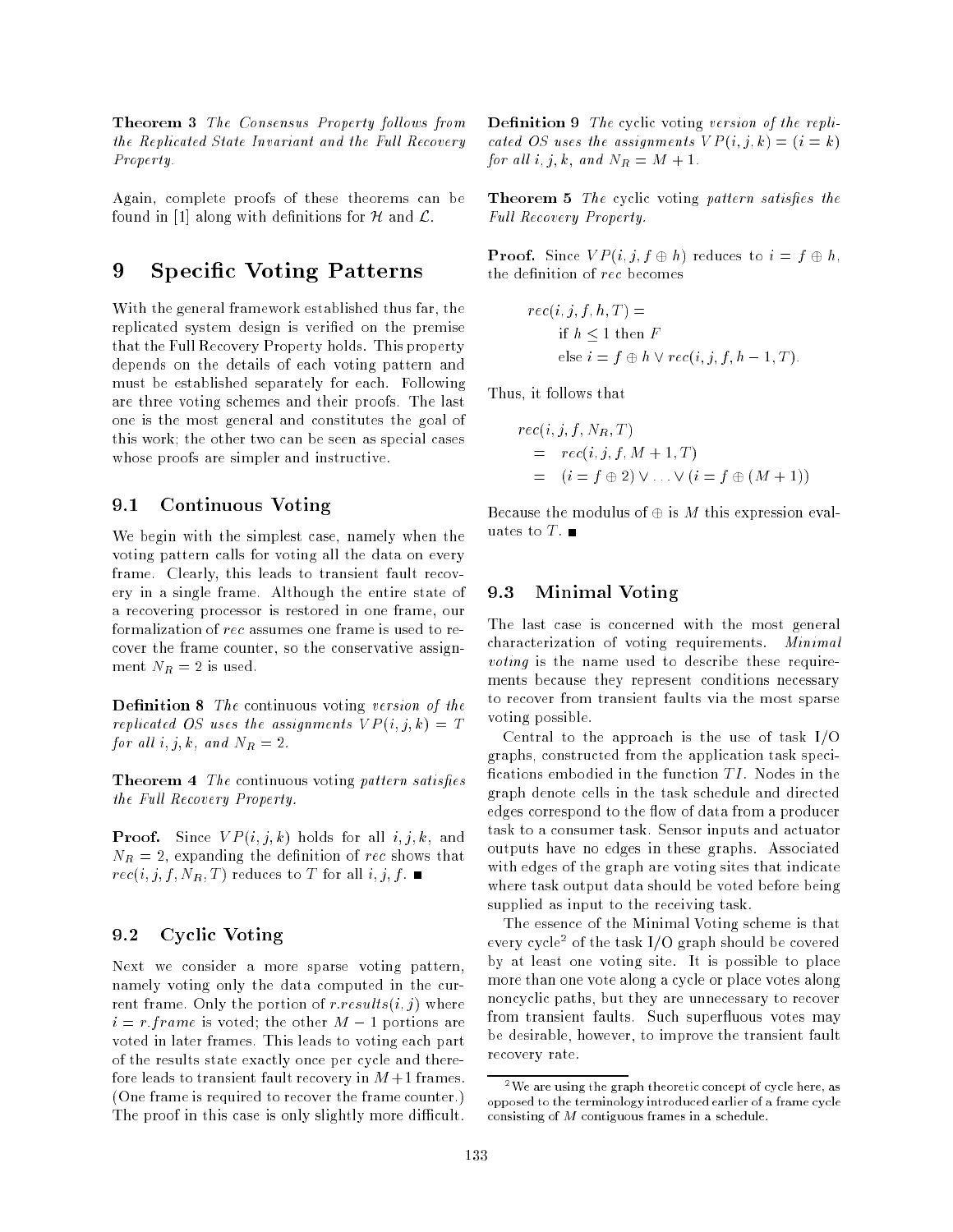**Theorem 3** *The Consensus Property follows from the Replicated State Invariant and the Full Recovery Property.*

Again, complete proofs of these theorems can be found in [1] along with definitions for $\mathcal{H}$ and $\mathcal{L}$.

# 9 Specific Voting Patterns

With the general framework established thus far, the replicated system design is verified on the premise that the Full Recovery Property holds. This property depends on the details of each voting pattern and must be established separately for each. Following are three voting schemes and their proofs. The last one is the most general and constitutes the goal of this work; the other two can be seen as special cases whose proofs are simpler and instructive.

## 9.1 Continuous Voting

We begin with the simplest case, namely when the voting pattern calls for voting all the data on every frame. Clearly, this leads to transient fault recovery in a single frame. Although the entire state of a recovering processor is restored in one frame, our formalization of *rec* assumes one frame is used to recover the frame counter, so the conservative assignment $N_R = 2$ is used.

**Definition 8** *The* continuous voting *version of the replicated OS uses the assignments* $VP(i, j, k) = T$ *for all* $i, j, k$*, and* $N_R = 2$.

**Theorem 4** *The* continuous voting *pattern satisfies the Full Recovery Property.*

**Proof.** Since $VP(i, j, k)$ holds for all $i, j, k$, and $N_R = 2$, expanding the definition of *rec* shows that $rec(i, j, f, N_R, T)$ reduces to $T$ for all $i, j, f$. ∎

## 9.2 Cyclic Voting

Next we consider a more sparse voting pattern, namely voting only the data computed in the current frame. Only the portion of $r.results(i, j)$ where $i = r.frame$ is voted; the other $M - 1$ portions are voted in later frames. This leads to voting each part of the results state exactly once per cycle and therefore leads to transient fault recovery in $M+1$ frames. (One frame is required to recover the frame counter.) The proof in this case is only slightly more difficult.

**Definition 9** *The* cyclic voting *version of the replicated OS uses the assignments* $VP(i, j, k) = (i = k)$ *for all* $i, j, k$*, and* $N_R = M + 1$.

**Theorem 5** *The* cyclic voting *pattern satisfies the Full Recovery Property.*

**Proof.** Since $VP(i, j, f \oplus h)$ reduces to $i = f \oplus h$, the definition of *rec* becomes

$$
\begin{aligned}
& rec(i, j, f, h, T) = \\
& \quad \text{if } h \leq 1 \text{ then } F \\
& \quad \text{else } i = f \oplus h \vee rec(i, j, f, h-1, T).
\end{aligned}
$$

Thus, it follows that

$$
\begin{aligned}
& rec(i, j, f, N_R, T) \\
& \quad = \quad rec(i, j, f, M+1, T) \\
& \quad = \quad (i = f \oplus 2) \vee \ldots \vee (i = f \oplus (M+1))
\end{aligned}
$$

Because the modulus of $\oplus$ is $M$ this expression evaluates to $T$. ∎

## 9.3 Minimal Voting

The last case is concerned with the most general characterization of voting requirements. *Minimal voting* is the name used to describe these requirements because they represent conditions necessary to recover from transient faults via the most sparse voting possible.

Central to the approach is the use of task I/O graphs, constructed from the application task specifications embodied in the function $TI$. Nodes in the graph denote cells in the task schedule and directed edges correspond to the flow of data from a producer task to a consumer task. Sensor inputs and actuator outputs have no edges in these graphs. Associated with edges of the graph are voting sites that indicate where task output data should be voted before being supplied as input to the receiving task.

The essence of the Minimal Voting scheme is that every cycle[2] of the task I/O graph should be covered by at least one voting site. It is possible to place more than one vote along a cycle or place votes along noncyclic paths, but they are unnecessary to recover from transient faults. Such superfluous votes may be desirable, however, to improve the transient fault recovery rate.

[2] We are using the graph theoretic concept of cycle here, as opposed to the terminology introduced earlier of a frame cycle consisting of $M$ contiguous frames in a schedule.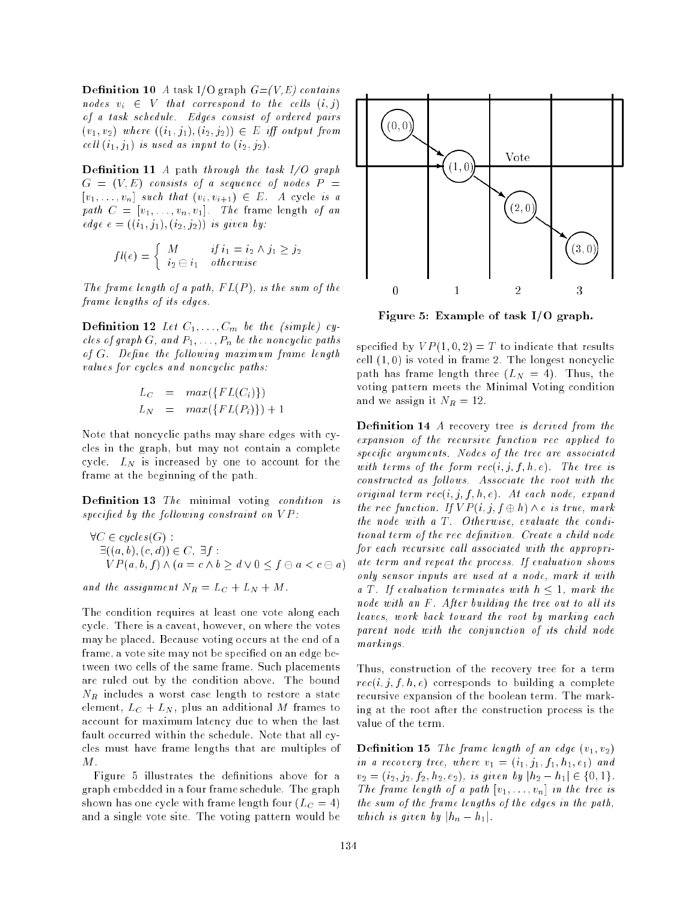**Definition 10** *A task I/O graph $G=(V,E)$ contains nodes $v_i \in V$ that correspond to the cells $(i,j)$ of a task schedule. Edges consist of ordered pairs $(v_1, v_2)$ where $((i_1, j_1),(i_2, j_2)) \in E$ iff output from cell $(i_1, j_1)$ is used as input to $(i_2, j_2)$.*

**Definition 11** *A* path *through the task I/O graph $G = (V, E)$ consists of a sequence of nodes $P = [v_1, \ldots, v_n]$ such that $(v_i, v_{i+1}) \in E$. A* cycle *is a path $C = [v_1, \ldots, v_n, v_1]$. The* frame length *of an edge $e = ((i_1, j_1),(i_2, j_2))$ is given by:*

$$fl(e) = \begin{cases} M & \text{if } i_1 = i_2 \wedge j_1 \geq j_2 \\ i_2 \ominus i_1 & \text{otherwise} \end{cases}$$

*The frame length of a path, $FL(P)$, is the sum of the frame lengths of its edges.*

**Definition 12** *Let $C_1, \ldots, C_m$ be the (simple) cycles of graph $G$, and $P_1, \ldots, P_n$ be the noncyclic paths of $G$. Define the following maximum frame length values for cycles and noncyclic paths:*

$$\begin{aligned} L_C &= max(\{FL(C_i)\}) \\ L_N &= max(\{FL(P_i)\}) + 1 \end{aligned}$$

Note that noncyclic paths may share edges with cycles in the graph, but may not contain a complete cycle. $L_N$ is increased by one to account for the frame at the beginning of the path.

**Definition 13** *The* minimal voting *condition is specified by the following constraint on $VP$:*

$$\begin{aligned} &\forall C \in cycles(G): \\ &\quad \exists((a,b),(c,d)) \in C,\ \exists f: \\ &\quad\quad VP(a,b,f) \wedge (a = c \wedge b \geq d \vee 0 \leq f \ominus a < c \ominus a) \end{aligned}$$

*and the assignment $N_R = L_C + L_N + M$.*

The condition requires at least one vote along each cycle. There is a caveat, however, on where the votes may be placed. Because voting occurs at the end of a frame, a vote site may not be specified on an edge between two cells of the same frame. Such placements are ruled out by the condition above. The bound $N_R$ includes a worst case length to restore a state element, $L_C + L_N$, plus an additional $M$ frames to account for maximum latency due to when the last fault occurred within the schedule. Note that all cycles must have frame lengths that are multiples of $M$.

Figure 5 illustrates the definitions above for a graph embedded in a four frame schedule. The graph shown has one cycle with frame length four ($L_C = 4$) and a single vote site. The voting pattern would be specified by $VP(1, 0, 2) = T$ to indicate that results cell $(1, 0)$ is voted in frame 2. The longest noncyclic path has frame length three ($L_N = 4$). Thus, the voting pattern meets the Minimal Voting condition and we assign it $N_R = 12$.

**Figure 5: Example of task I/O graph.**

**Definition 14** *A* recovery tree *is derived from the expansion of the recursive function rec applied to specific arguments. Nodes of the tree are associated with terms of the form $rec(i, j, f, h, e)$. The tree is constructed as follows. Associate the root with the original term $rec(i, j, f, h, e)$. At each node, expand the rec function. If $VP(i, j, f \oplus h) \wedge e$ is true, mark the node with a T. Otherwise, evaluate the conditional term of the rec definition. Create a child node for each recursive call associated with the appropriate term and repeat the process. If evaluation shows only sensor inputs are used at a node, mark it with a T. If evaluation terminates with $h \leq 1$, mark the node with an F. After building the tree out to all its leaves, work back toward the root by marking each parent node with the conjunction of its child node markings.*

Thus, construction of the recovery tree for a term $rec(i, j, f, h, e)$ corresponds to building a complete recursive expansion of the boolean term. The marking at the root after the construction process is the value of the term.

**Definition 15** *The frame length of an edge $(v_1, v_2)$ in a recovery tree, where $v_1 = (i_1, j_1, f_1, h_1, e_1)$ and $v_2 = (i_2, j_2, f_2, h_2, e_2)$, is given by $|h_2 - h_1| \in \{0, 1\}$. The frame length of a path $[v_1, \ldots, v_n]$ in the tree is the sum of the frame lengths of the edges in the path, which is given by $|h_n - h_1|$.*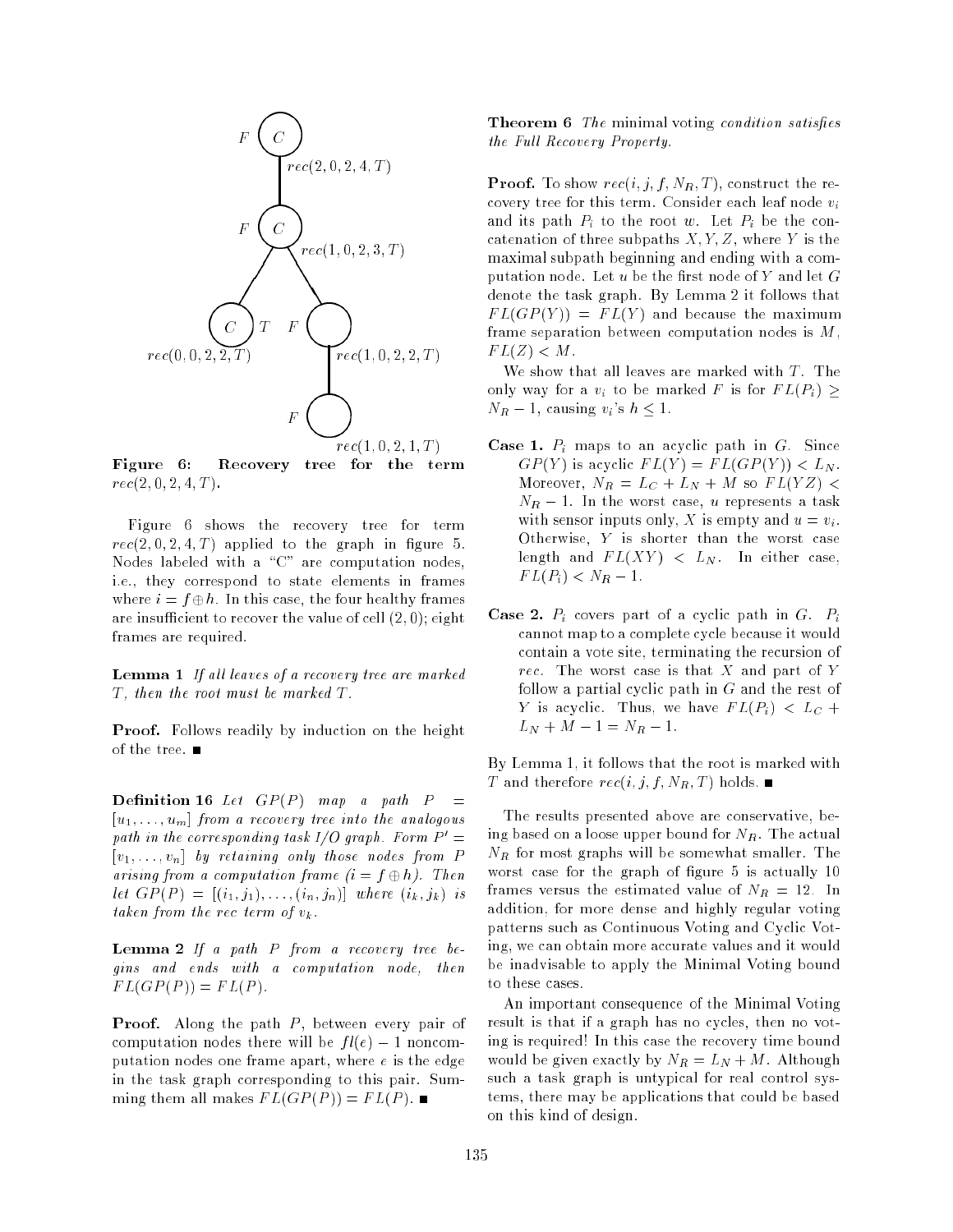**Figure 6: Recovery tree for the term $rec(2, 0, 2, 4, T)$.**

Figure 6 shows the recovery tree for term $rec(2, 0, 2, 4, T)$ applied to the graph in figure 5. Nodes labeled with a "C" are computation nodes, i.e., they correspond to state elements in frames where $i = f \oplus h$. In this case, the four healthy frames are insufficient to recover the value of cell $(2, 0)$; eight frames are required.

**Lemma 1** *If all leaves of a recovery tree are marked T, then the root must be marked T.*

**Proof.** Follows readily by induction on the height of the tree. ∎

**Definition 16** *Let $GP(P)$ map a path $P = [u_1, \ldots, u_m]$ from a recovery tree into the analogous path in the corresponding task I/O graph. Form $P' = [v_1, \ldots, v_n]$ by retaining only those nodes from P arising from a computation frame ($i = f \oplus h$). Then let $GP(P) = [(i_1, j_1), \ldots, (i_n, j_n)]$ where $(i_k, j_k)$ is taken from the rec term of $v_k$.*

**Lemma 2** *If a path P from a recovery tree begins and ends with a computation node, then $FL(GP(P)) = FL(P)$.*

**Proof.** Along the path $P$, between every pair of computation nodes there will be $fl(e) - 1$ noncomputation nodes one frame apart, where $e$ is the edge in the task graph corresponding to this pair. Summing them all makes $FL(GP(P)) = FL(P)$. ∎

**Theorem 6** *The* minimal voting *condition satisfies the Full Recovery Property.*

**Proof.** To show $rec(i, j, f, N_R, T)$, construct the recovery tree for this term. Consider each leaf node $v_i$ and its path $P_i$ to the root $w$. Let $P_i$ be the concatenation of three subpaths $X, Y, Z$, where $Y$ is the maximal subpath beginning and ending with a computation node. Let $u$ be the first node of $Y$ and let $G$ denote the task graph. By Lemma 2 it follows that $FL(GP(Y)) = FL(Y)$ and because the maximum frame separation between computation nodes is $M$, $FL(Z) < M$.

We show that all leaves are marked with $T$. The only way for a $v_i$ to be marked $F$ is for $FL(P_i) \geq N_R - 1$, causing $v_i$'s $h \leq 1$.

**Case 1.** $P_i$ maps to an acyclic path in $G$. Since $GP(Y)$ is acyclic $FL(Y) = FL(GP(Y)) < L_N$. Moreover, $N_R = L_C + L_N + M$ so $FL(YZ) < N_R - 1$. In the worst case, $u$ represents a task with sensor inputs only, $X$ is empty and $u = v_i$. Otherwise, $Y$ is shorter than the worst case length and $FL(XY) < L_N$. In either case, $FL(P_i) < N_R - 1$.

**Case 2.** $P_i$ covers part of a cyclic path in $G$. $P_i$ cannot map to a complete cycle because it would contain a vote site, terminating the recursion of *rec*. The worst case is that $X$ and part of $Y$ follow a partial cyclic path in $G$ and the rest of $Y$ is acyclic. Thus, we have $FL(P_i) < L_C + L_N + M - 1 = N_R - 1$.

By Lemma 1, it follows that the root is marked with $T$ and therefore $rec(i, j, f, N_R, T)$ holds. ∎

The results presented above are conservative, being based on a loose upper bound for $N_R$. The actual $N_R$ for most graphs will be somewhat smaller. The worst case for the graph of figure 5 is actually 10 frames versus the estimated value of $N_R = 12$. In addition, for more dense and highly regular voting patterns such as Continuous Voting and Cyclic Voting, we can obtain more accurate values and it would be inadvisable to apply the Minimal Voting bound to these cases.

An important consequence of the Minimal Voting result is that if a graph has no cycles, then no voting is required! In this case the recovery time bound would be given exactly by $N_R = L_N + M$. Although such a task graph is untypical for real control systems, there may be applications that could be based on this kind of design.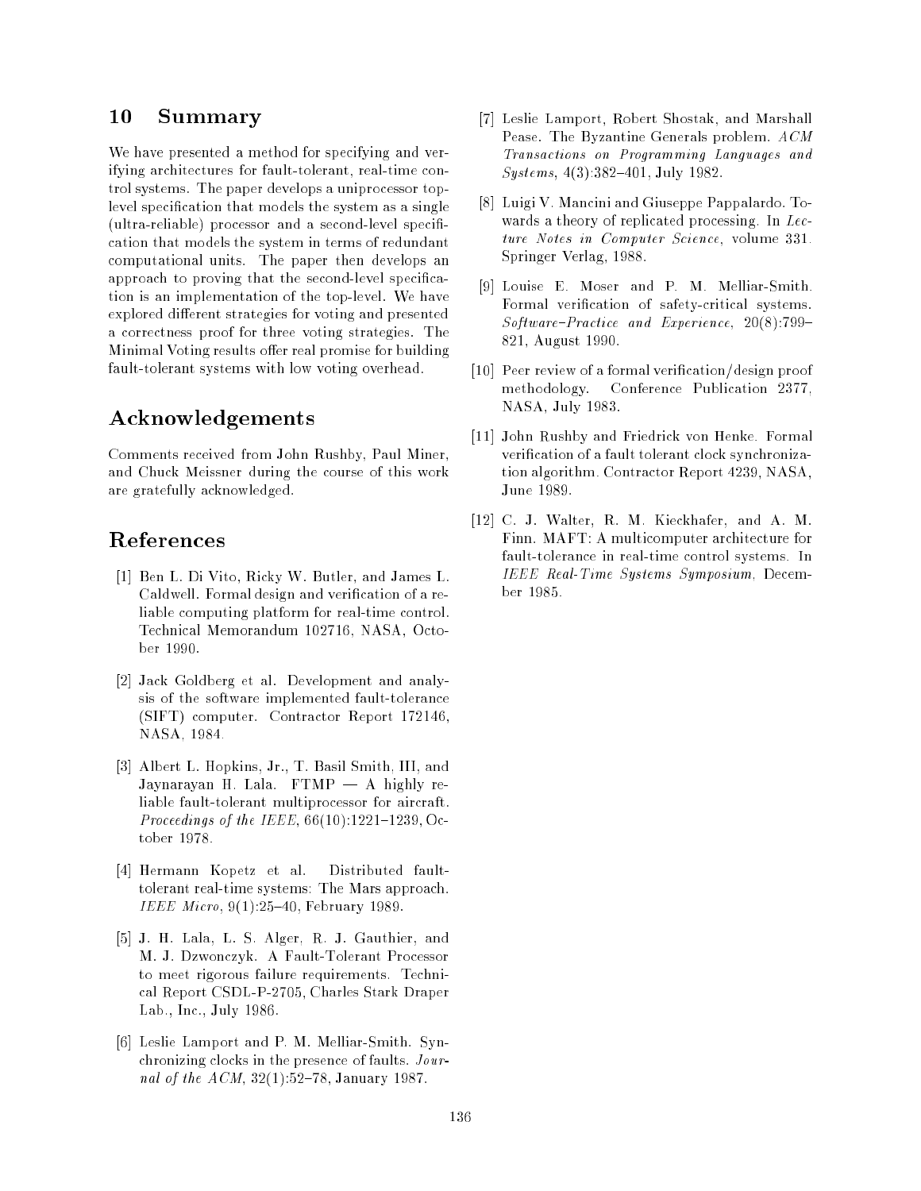## 10 Summary

We have presented a method for specifying and verifying architectures for fault-tolerant, real-time control systems. The paper develops a uniprocessor top-level specification that models the system as a single (ultra-reliable) processor and a second-level specification that models the system in terms of redundant computational units. The paper then develops an approach to proving that the second-level specification is an implementation of the top-level. We have explored different strategies for voting and presented a correctness proof for three voting strategies. The Minimal Voting results offer real promise for building fault-tolerant systems with low voting overhead.

## Acknowledgements

Comments received from John Rushby, Paul Miner, and Chuck Meissner during the course of this work are gratefully acknowledged.

## References

[1] Ben L. Di Vito, Ricky W. Butler, and James L. Caldwell. Formal design and verification of a reliable computing platform for real-time control. Technical Memorandum 102716, NASA, October 1990.

[2] Jack Goldberg et al. Development and analysis of the software implemented fault-tolerance (SIFT) computer. Contractor Report 172146, NASA, 1984.

[3] Albert L. Hopkins, Jr., T. Basil Smith, III, and Jaynarayan H. Lala. FTMP — A highly reliable fault-tolerant multiprocessor for aircraft. *Proceedings of the IEEE*, 66(10):1221–1239, October 1978.

[4] Hermann Kopetz et al. Distributed fault-tolerant real-time systems: The Mars approach. *IEEE Micro*, 9(1):25–40, February 1989.

[5] J. H. Lala, L. S. Alger, R. J. Gauthier, and M. J. Dzwonczyk. A Fault-Tolerant Processor to meet rigorous failure requirements. Technical Report CSDL-P-2705, Charles Stark Draper Lab., Inc., July 1986.

[6] Leslie Lamport and P. M. Melliar-Smith. Synchronizing clocks in the presence of faults. *Journal of the ACM*, 32(1):52–78, January 1987.

[7] Leslie Lamport, Robert Shostak, and Marshall Pease. The Byzantine Generals problem. *ACM Transactions on Programming Languages and Systems*, 4(3):382–401, July 1982.

[8] Luigi V. Mancini and Giuseppe Pappalardo. Towards a theory of replicated processing. In *Lecture Notes in Computer Science*, volume 331. Springer Verlag, 1988.

[9] Louise E. Moser and P. M. Melliar-Smith. Formal verification of safety-critical systems. *Software–Practice and Experience*, 20(8):799–821, August 1990.

[10] Peer review of a formal verification/design proof methodology. Conference Publication 2377, NASA, July 1983.

[11] John Rushby and Friedrick von Henke. Formal verification of a fault tolerant clock synchronization algorithm. Contractor Report 4239, NASA, June 1989.

[12] C. J. Walter, R. M. Kieckhafer, and A. M. Finn. MAFT: A multicomputer architecture for fault-tolerance in real-time control systems. In *IEEE Real-Time Systems Symposium*, December 1985.